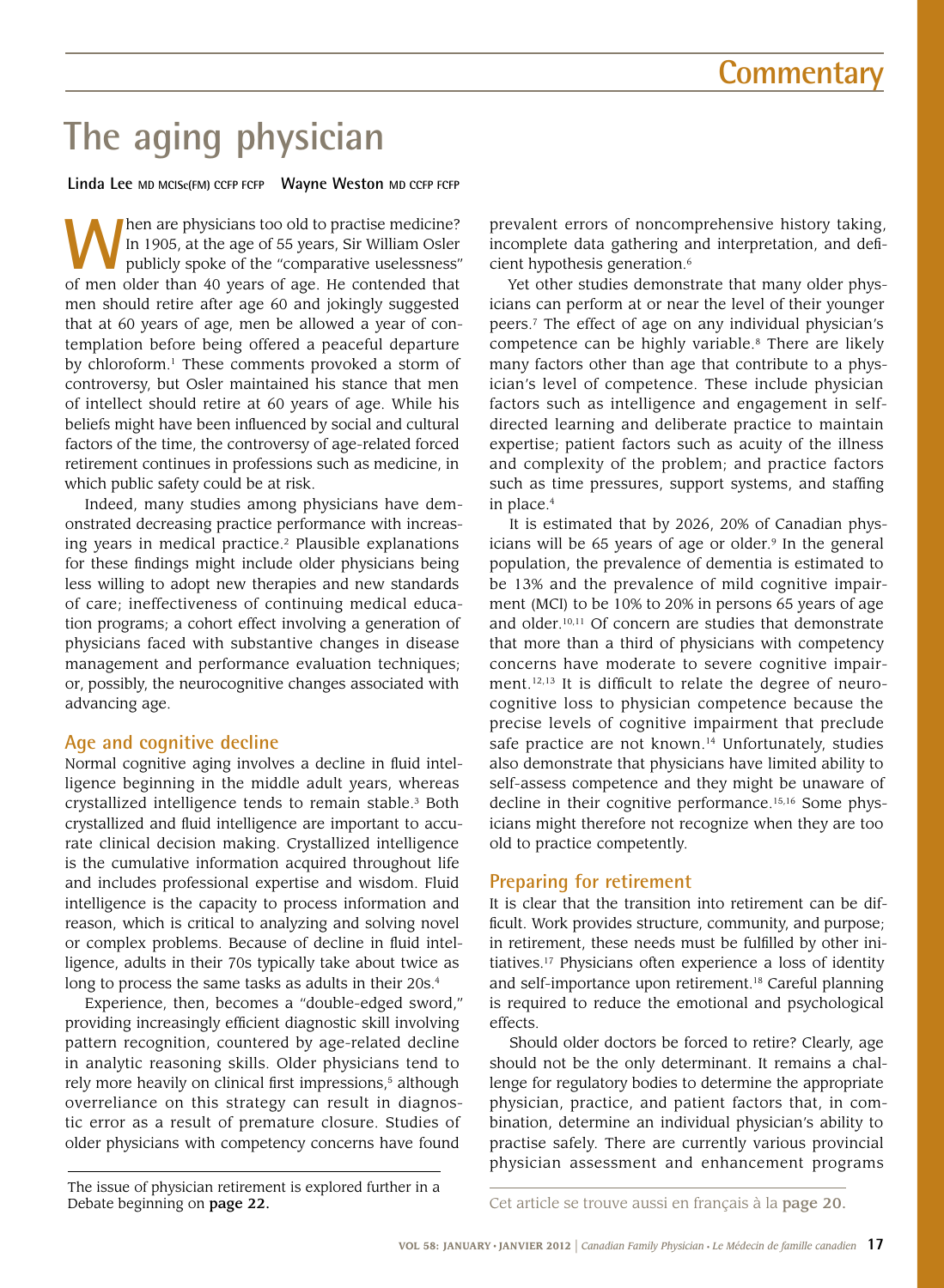Commentary

# The aging physician

**Linda Lee** MD MCISc(FM) CCFP FCFP **Wayne Weston** MD CCFP FCFP

When are physicians too old to practise medicine? In 1905, at the age of 55 years, Sir William Osler publicly spoke of the "comparative uselessness" of men older than 40 years of age. He contended that men should retire after age 60 and jokingly suggested that at 60 years of age, men be allowed a year of contemplation before being offered a peaceful departure by chloroform.[1] These comments provoked a storm of controversy, but Osler maintained his stance that men of intellect should retire at 60 years of age. While his beliefs might have been influenced by social and cultural factors of the time, the controversy of age-related forced retirement continues in professions such as medicine, in which public safety could be at risk.

Indeed, many studies among physicians have demonstrated decreasing practice performance with increasing years in medical practice.[2] Plausible explanations for these findings might include older physicians being less willing to adopt new therapies and new standards of care; ineffectiveness of continuing medical education programs; a cohort effect involving a generation of physicians faced with substantive changes in disease management and performance evaluation techniques; or, possibly, the neurocognitive changes associated with advancing age.

## Age and cognitive decline

Normal cognitive aging involves a decline in fluid intelligence beginning in the middle adult years, whereas crystallized intelligence tends to remain stable.[3] Both crystallized and fluid intelligence are important to accurate clinical decision making. Crystallized intelligence is the cumulative information acquired throughout life and includes professional expertise and wisdom. Fluid intelligence is the capacity to process information and reason, which is critical to analyzing and solving novel or complex problems. Because of decline in fluid intelligence, adults in their 70s typically take about twice as long to process the same tasks as adults in their 20s.[4]

Experience, then, becomes a "double-edged sword," providing increasingly efficient diagnostic skill involving pattern recognition, countered by age-related decline in analytic reasoning skills. Older physicians tend to rely more heavily on clinical first impressions,[5] although overreliance on this strategy can result in diagnostic error as a result of premature closure. Studies of older physicians with competency concerns have found prevalent errors of noncomprehensive history taking, incomplete data gathering and interpretation, and deficient hypothesis generation.[6]

Yet other studies demonstrate that many older physicians can perform at or near the level of their younger peers.[7] The effect of age on any individual physician's competence can be highly variable.[8] There are likely many factors other than age that contribute to a physician's level of competence. These include physician factors such as intelligence and engagement in self-directed learning and deliberate practice to maintain expertise; patient factors such as acuity of the illness and complexity of the problem; and practice factors such as time pressures, support systems, and staffing in place.[4]

It is estimated that by 2026, 20% of Canadian physicians will be 65 years of age or older.[9] In the general population, the prevalence of dementia is estimated to be 13% and the prevalence of mild cognitive impairment (MCI) to be 10% to 20% in persons 65 years of age and older.[10,11] Of concern are studies that demonstrate that more than a third of physicians with competency concerns have moderate to severe cognitive impairment.[12,13] It is difficult to relate the degree of neurocognitive loss to physician competence because the precise levels of cognitive impairment that preclude safe practice are not known.[14] Unfortunately, studies also demonstrate that physicians have limited ability to self-assess competence and they might be unaware of decline in their cognitive performance.[15,16] Some physicians might therefore not recognize when they are too old to practice competently.

## Preparing for retirement

It is clear that the transition into retirement can be difficult. Work provides structure, community, and purpose; in retirement, these needs must be fulfilled by other initiatives.[17] Physicians often experience a loss of identity and self-importance upon retirement.[18] Careful planning is required to reduce the emotional and psychological effects.

Should older doctors be forced to retire? Clearly, age should not be the only determinant. It remains a challenge for regulatory bodies to determine the appropriate physician, practice, and patient factors that, in combination, determine an individual physician's ability to practise safely. There are currently various provincial physician assessment and enhancement programs

The issue of physician retirement is explored further in a Debate beginning on **page 22.**

Cet article se trouve aussi en français à la **page 20.**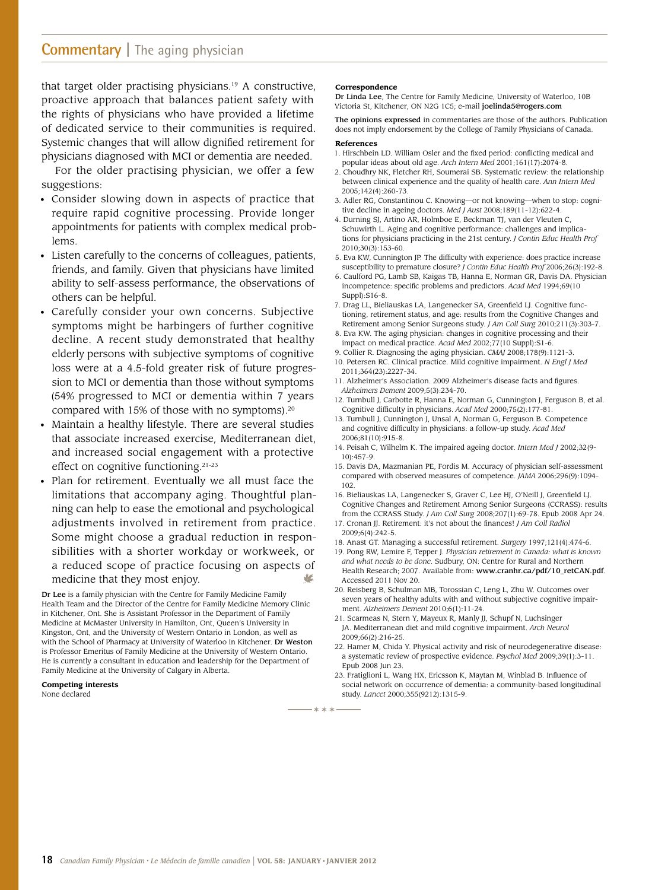that target older practising physicians.[19] A constructive, proactive approach that balances patient safety with the rights of physicians who have provided a lifetime of dedicated service to their communities is required. Systemic changes that will allow dignified retirement for physicians diagnosed with MCI or dementia are needed.

For the older practising physician, we offer a few suggestions:

- Consider slowing down in aspects of practice that require rapid cognitive processing. Provide longer appointments for patients with complex medical problems.
- Listen carefully to the concerns of colleagues, patients, friends, and family. Given that physicians have limited ability to self-assess performance, the observations of others can be helpful.
- Carefully consider your own concerns. Subjective symptoms might be harbingers of further cognitive decline. A recent study demonstrated that healthy elderly persons with subjective symptoms of cognitive loss were at a 4.5-fold greater risk of future progression to MCI or dementia than those without symptoms (54% progressed to MCI or dementia within 7 years compared with 15% of those with no symptoms).[20]
- Maintain a healthy lifestyle. There are several studies that associate increased exercise, Mediterranean diet, and increased social engagement with a protective effect on cognitive functioning.[21-23]
- Plan for retirement. Eventually we all must face the limitations that accompany aging. Thoughtful planning can help to ease the emotional and psychological adjustments involved in retirement from practice. Some might choose a gradual reduction in responsibilities with a shorter workday or workweek, or a reduced scope of practice focusing on aspects of medicine that they most enjoy.

**Dr Lee** is a family physician with the Centre for Family Medicine Family Health Team and the Director of the Centre for Family Medicine Memory Clinic in Kitchener, Ont. She is Assistant Professor in the Department of Family Medicine at McMaster University in Hamilton, Ont, Queen's University in Kingston, Ont, and the University of Western Ontario in London, as well as with the School of Pharmacy at University of Waterloo in Kitchener. **Dr Weston** is Professor Emeritus of Family Medicine at the University of Western Ontario. He is currently a consultant in education and leadership for the Department of Family Medicine at the University of Calgary in Alberta.

**Competing interests**

None declared

**Correspondence**

**Dr Linda Lee**, The Centre for Family Medicine, University of Waterloo, 10B Victoria St, Kitchener, ON N2G 1C5; e-mail **joelinda5@rogers.com**

**The opinions expressed** in commentaries are those of the authors. Publication does not imply endorsement by the College of Family Physicians of Canada.

**References**

1. Hirschbein LD. William Osler and the fixed period: conflicting medical and popular ideas about old age. *Arch Intern Med* 2001;161(17):2074-8.
2. Choudhry NK, Fletcher RH, Soumerai SB. Systematic review: the relationship between clinical experience and the quality of health care. *Ann Intern Med* 2005;142(4):260-73.
3. Adler RG, Constantinou C. Knowing—or not knowing—when to stop: cognitive decline in ageing doctors. *Med J Aust* 2008;189(11-12):622-4.
4. Durning SJ, Artino AR, Holmboe E, Beckman TJ, van der Vleuten C, Schuwirth L. Aging and cognitive performance: challenges and implications for physicians practicing in the 21st century. *J Contin Educ Health Prof* 2010;30(3):153-60.
5. Eva KW, Cunnington JP. The difficulty with experience: does practice increase susceptibility to premature closure? *J Contin Educ Health Prof* 2006;26(3):192-8.
6. Caulford PG, Lamb SB, Kaigas TB, Hanna E, Norman GR, Davis DA. Physician incompetence: specific problems and predictors. *Acad Med* 1994;69(10 Suppl):S16-8.
7. Drag LL, Bieliauskas LA, Langenecker SA, Greenfield LJ. Cognitive functioning, retirement status, and age: results from the Cognitive Changes and Retirement among Senior Surgeons study. *J Am Coll Surg* 2010;211(3):303-7.
8. Eva KW. The aging physician: changes in cognitive processing and their impact on medical practice. *Acad Med* 2002;77(10 Suppl):S1-6.
9. Collier R. Diagnosing the aging physician. *CMAJ* 2008;178(9):1121-3.
10. Petersen RC. Clinical practice. Mild cognitive impairment. *N Engl J Med* 2011;364(23):2227-34.
11. Alzheimer's Association. 2009 Alzheimer's disease facts and figures. *Alzheimers Dement* 2009;5(3):234-70.
12. Turnbull J, Carbotte R, Hanna E, Norman G, Cunnington J, Ferguson B, et al. Cognitive difficulty in physicians. *Acad Med* 2000;75(2):177-81.
13. Turnbull J, Cunnington J, Unsal A, Norman G, Ferguson B. Competence and cognitive difficulty in physicians: a follow-up study. *Acad Med* 2006;81(10):915-8.
14. Peisah C, Wilhelm K. The impaired ageing doctor. *Intern Med J* 2002;32(9-10):457-9.
15. Davis DA, Mazmanian PE, Fordis M. Accuracy of physician self-assessment compared with observed measures of competence. *JAMA* 2006;296(9):1094-102.
16. Bieliauskas LA, Langenecker S, Graver C, Lee HJ, O'Neill J, Greenfield LJ. Cognitive Changes and Retirement Among Senior Surgeons (CCRASS): results from the CCRASS Study. *J Am Coll Surg* 2008;207(1):69-78. Epub 2008 Apr 24.
17. Cronan JJ. Retirement: it's not about the finances! *J Am Coll Radiol* 2009;6(4):242-5.
18. Anast GT. Managing a successful retirement. *Surgery* 1997;121(4):474-6.
19. Pong RW, Lemire F, Tepper J. *Physician retirement in Canada: what is known and what needs to be done*. Sudbury, ON: Centre for Rural and Northern Health Research; 2007. Available from: **www.cranhr.ca/pdf/10_retCAN.pdf**. Accessed 2011 Nov 20.
20. Reisberg B, Schulman MB, Torossian C, Leng L, Zhu W. Outcomes over seven years of healthy adults with and without subjective cognitive impairment. *Alzheimers Dement* 2010;6(1):11-24.
21. Scarmeas N, Stern Y, Mayeux R, Manly JJ, Schupf N, Luchsinger JA. Mediterranean diet and mild cognitive impairment. *Arch Neurol* 2009;66(2):216-25.
22. Hamer M, Chida Y. Physical activity and risk of neurodegenerative disease: a systematic review of prospective evidence. *Psychol Med* 2009;39(1):3-11. Epub 2008 Jun 23.
23. Fratiglioni L, Wang HX, Ericsson K, Maytan M, Winblad B. Influence of social network on occurrence of dementia: a community-based longitudinal study. *Lancet* 2000;355(9212):1315-9.